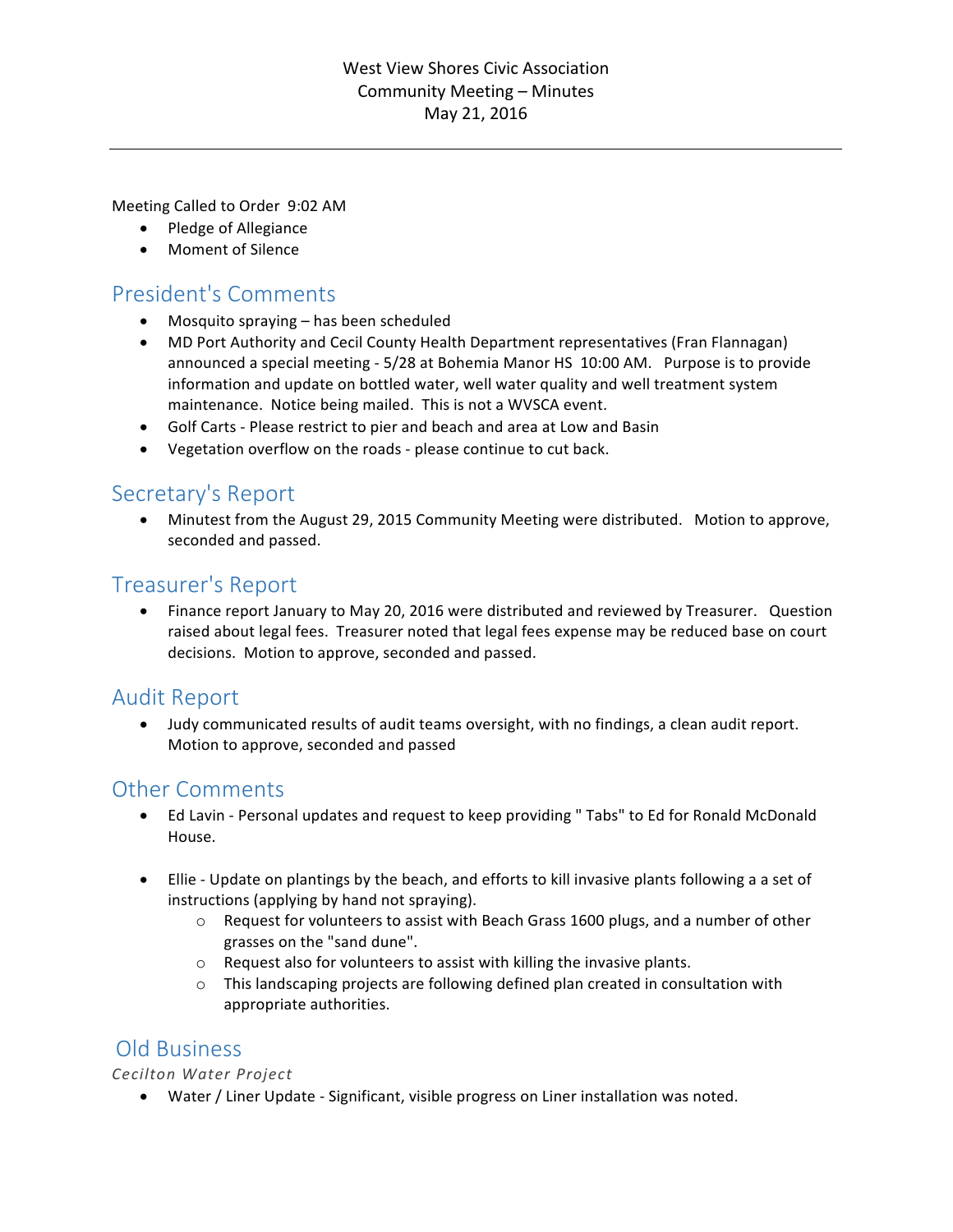West View Shores Civic Association
Community Meeting – Minutes
May 21, 2016

---

Meeting Called to Order 9:02 AM

- Pledge of Allegiance
- Moment of Silence

## President's Comments

- Mosquito spraying – has been scheduled
- MD Port Authority and Cecil County Health Department representatives (Fran Flannagan) announced a special meeting - 5/28 at Bohemia Manor HS 10:00 AM. Purpose is to provide information and update on bottled water, well water quality and well treatment system maintenance. Notice being mailed. This is not a WVSCA event.
- Golf Carts - Please restrict to pier and beach and area at Low and Basin
- Vegetation overflow on the roads - please continue to cut back.

## Secretary's Report

- Minutest from the August 29, 2015 Community Meeting were distributed. Motion to approve, seconded and passed.

## Treasurer's Report

- Finance report January to May 20, 2016 were distributed and reviewed by Treasurer. Question raised about legal fees. Treasurer noted that legal fees expense may be reduced base on court decisions. Motion to approve, seconded and passed.

## Audit Report

- Judy communicated results of audit teams oversight, with no findings, a clean audit report. Motion to approve, seconded and passed

## Other Comments

- Ed Lavin - Personal updates and request to keep providing " Tabs" to Ed for Ronald McDonald House.

- Ellie - Update on plantings by the beach, and efforts to kill invasive plants following a a set of instructions (applying by hand not spraying).
  - Request for volunteers to assist with Beach Grass 1600 plugs, and a number of other grasses on the "sand dune".
  - Request also for volunteers to assist with killing the invasive plants.
  - This landscaping projects are following defined plan created in consultation with appropriate authorities.

## Old Business

*Cecilton Water Project*

- Water / Liner Update - Significant, visible progress on Liner installation was noted.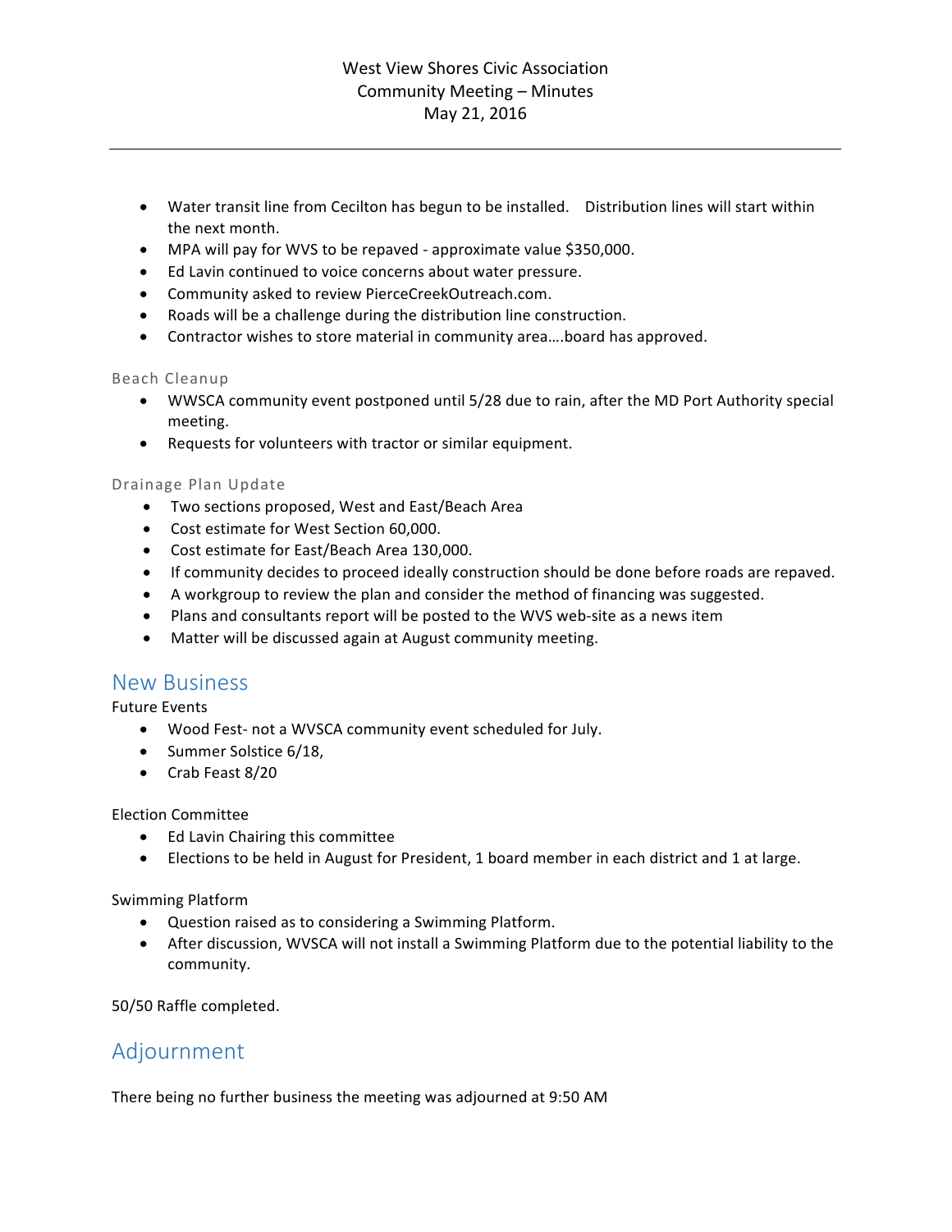West View Shores Civic Association
Community Meeting – Minutes
May 21, 2016

---

- Water transit line from Cecilton has begun to be installed. Distribution lines will start within the next month.
- MPA will pay for WVS to be repaved - approximate value $350,000.
- Ed Lavin continued to voice concerns about water pressure.
- Community asked to review PierceCreekOutreach.com.
- Roads will be a challenge during the distribution line construction.
- Contractor wishes to store material in community area….board has approved.

### Beach Cleanup

- WWSCA community event postponed until 5/28 due to rain, after the MD Port Authority special meeting.
- Requests for volunteers with tractor or similar equipment.

### Drainage Plan Update

- Two sections proposed, West and East/Beach Area
- Cost estimate for West Section 60,000.
- Cost estimate for East/Beach Area 130,000.
- If community decides to proceed ideally construction should be done before roads are repaved.
- A workgroup to review the plan and consider the method of financing was suggested.
- Plans and consultants report will be posted to the WVS web-site as a news item
- Matter will be discussed again at August community meeting.

## New Business

Future Events

- Wood Fest- not a WVSCA community event scheduled for July.
- Summer Solstice 6/18,
- Crab Feast 8/20

Election Committee

- Ed Lavin Chairing this committee
- Elections to be held in August for President, 1 board member in each district and 1 at large.

Swimming Platform

- Question raised as to considering a Swimming Platform.
- After discussion, WVSCA will not install a Swimming Platform due to the potential liability to the community.

50/50 Raffle completed.

## Adjournment

There being no further business the meeting was adjourned at 9:50 AM